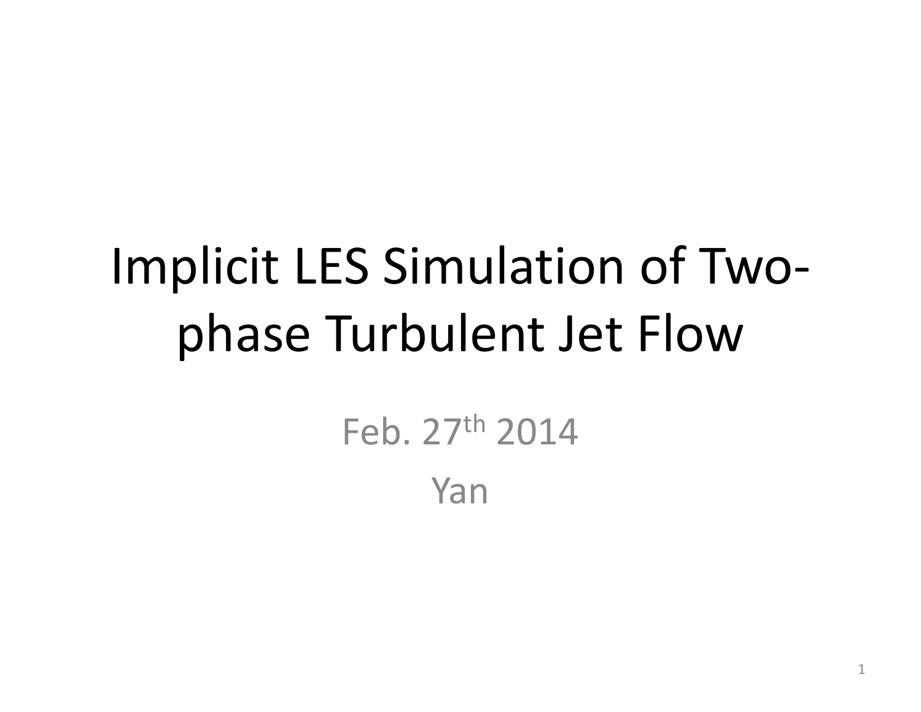# Implicit LES Simulation of Two-phase Turbulent Jet Flow

Feb. 27th 2014

Yan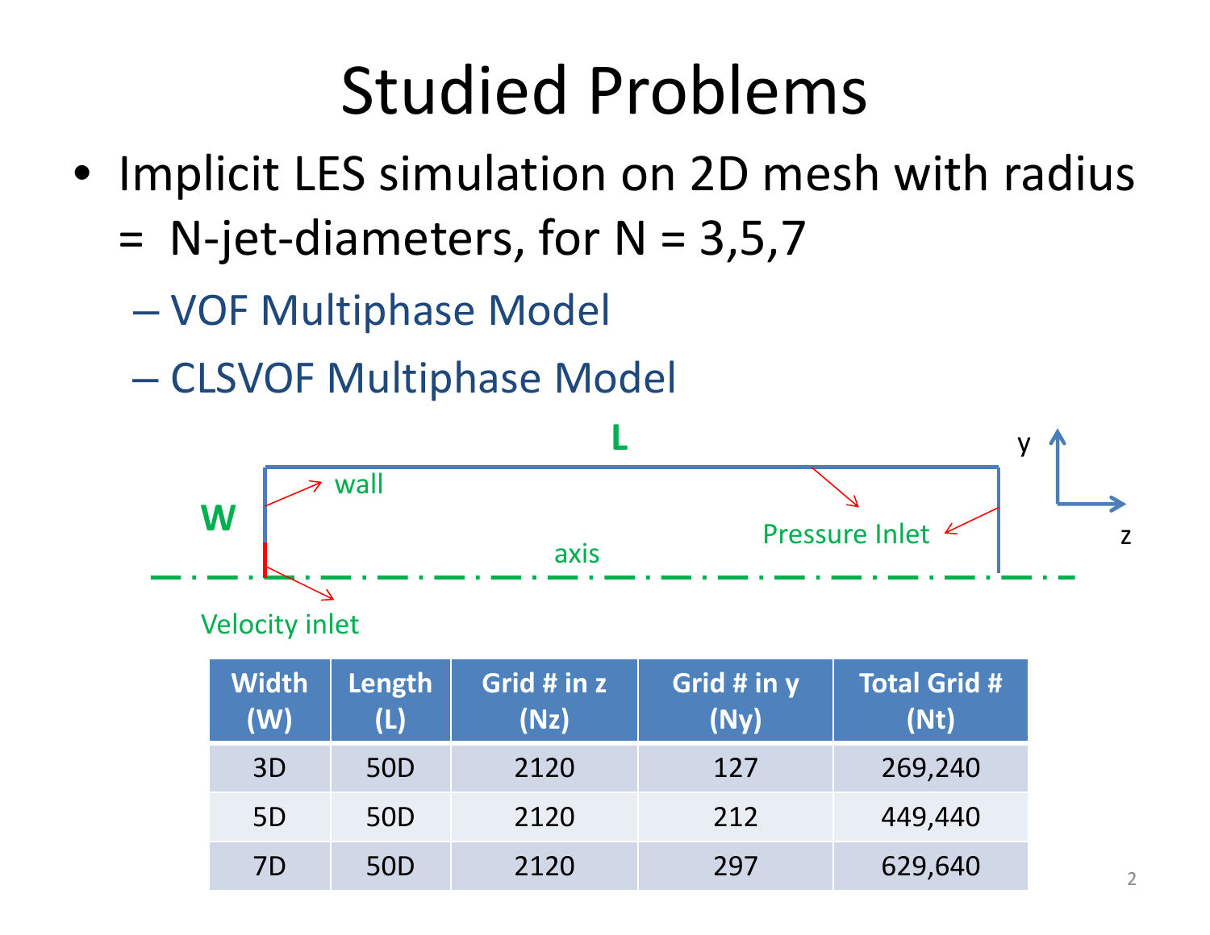# Studied Problems

- Implicit LES simulation on 2D mesh with radius = N-jet-diameters, for N = 3,5,7
  - VOF Multiphase Model
  - CLSVOF Multiphase Model

L

W

wall

Pressure Inlet

axis

Velocity inlet

y

z

| Width (W) | Length (L) | Grid # in z (Nz) | Grid # in y (Ny) | Total Grid # (Nt) |
|---|---|---|---|---|
| 3D | 50D | 2120 | 127 | 269,240 |
| 5D | 50D | 2120 | 212 | 449,440 |
| 7D | 50D | 2120 | 297 | 629,640 |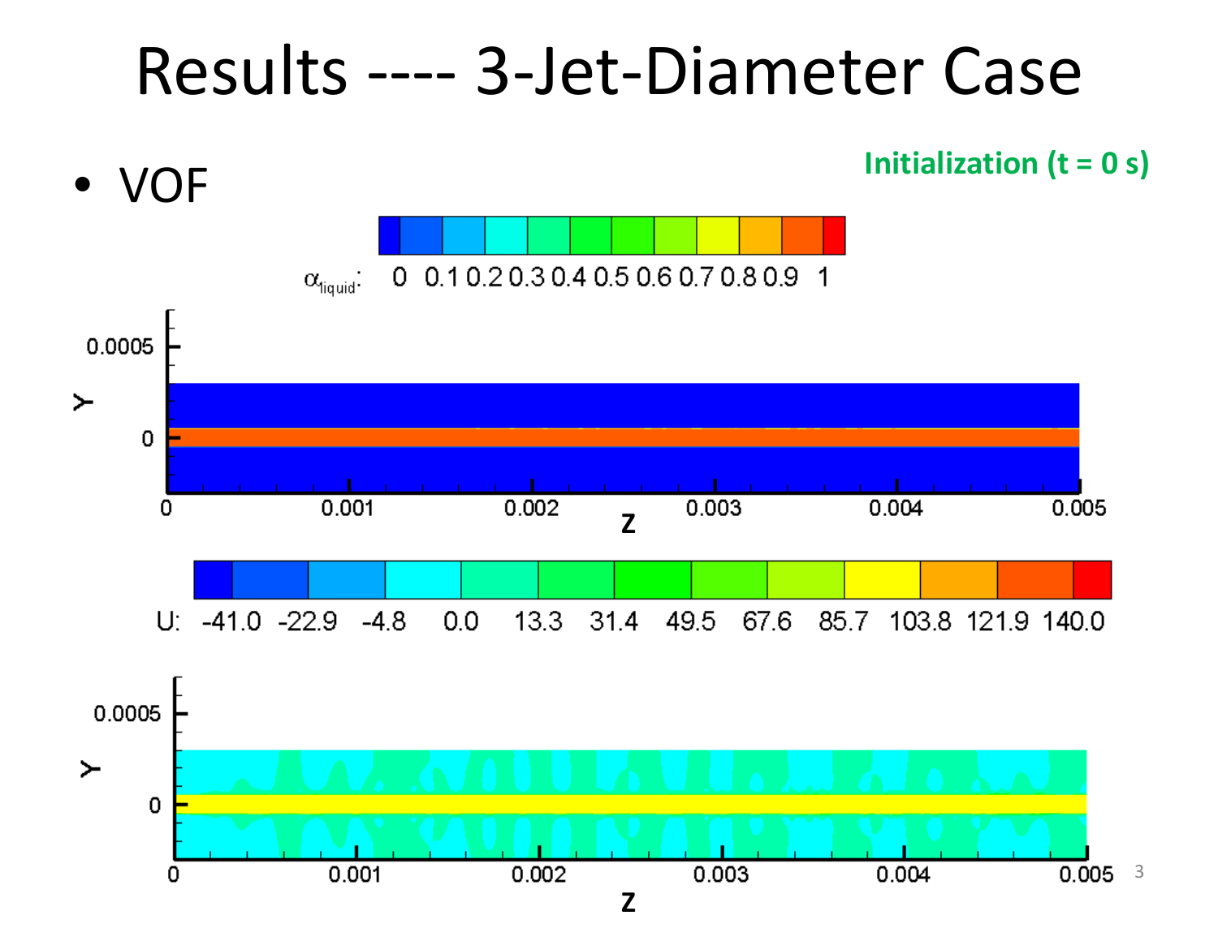# Results ---- 3-Jet-Diameter Case

- VOF

**Initialization (t = 0 s)**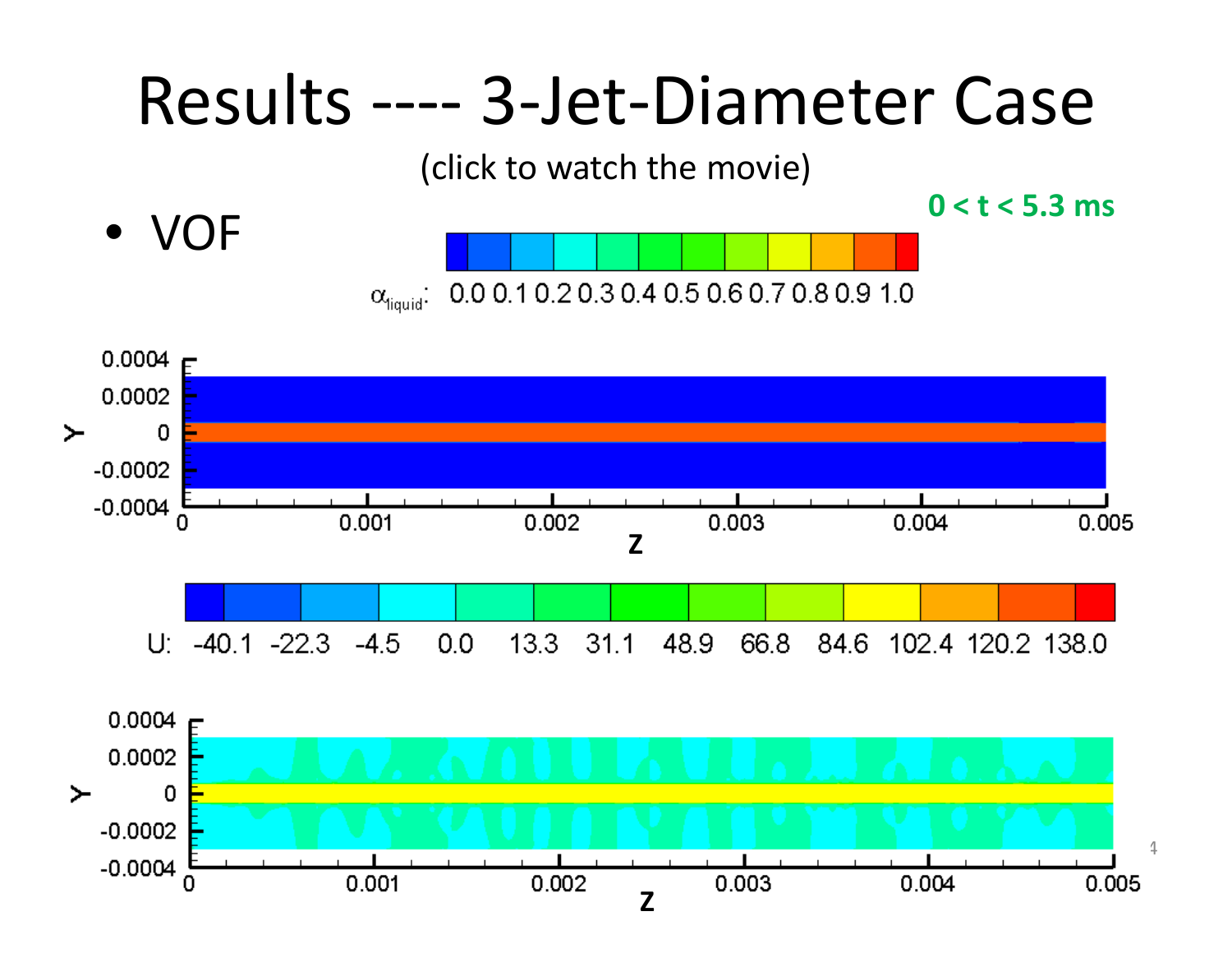# Results ---- 3-Jet-Diameter Case

(click to watch the movie)

**0 < t < 5.3 ms**

- VOF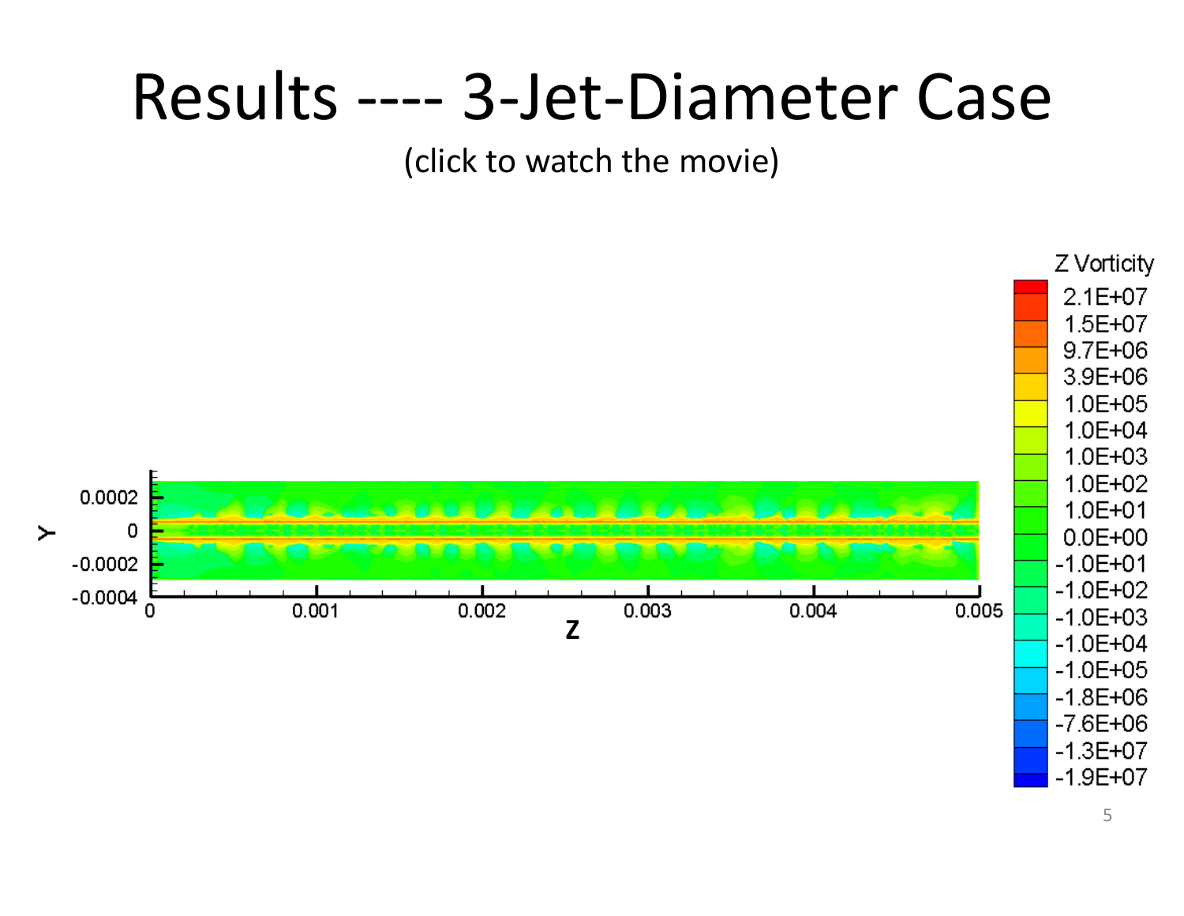# Results ---- 3-Jet-Diameter Case

(click to watch the movie)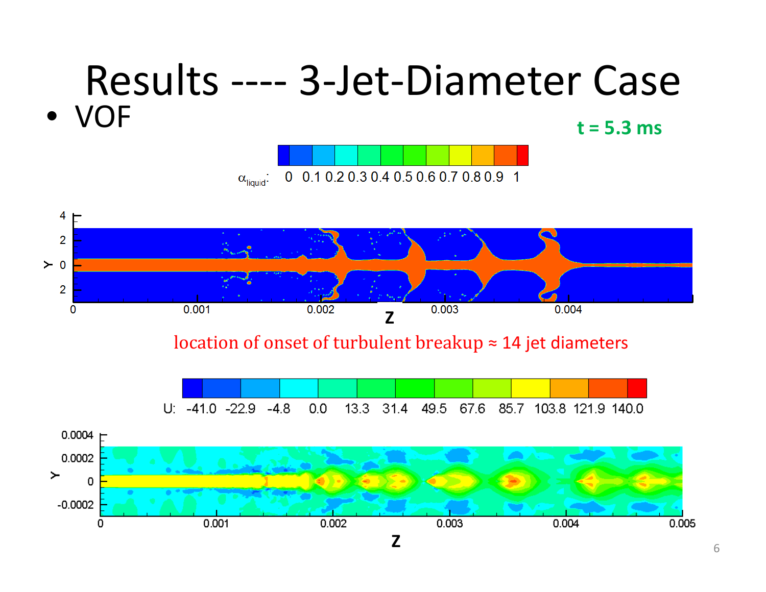# Results ---- 3-Jet-Diameter Case

- VOF

t = 5.3 ms

location of onset of turbulent breakup ≈ 14 jet diameters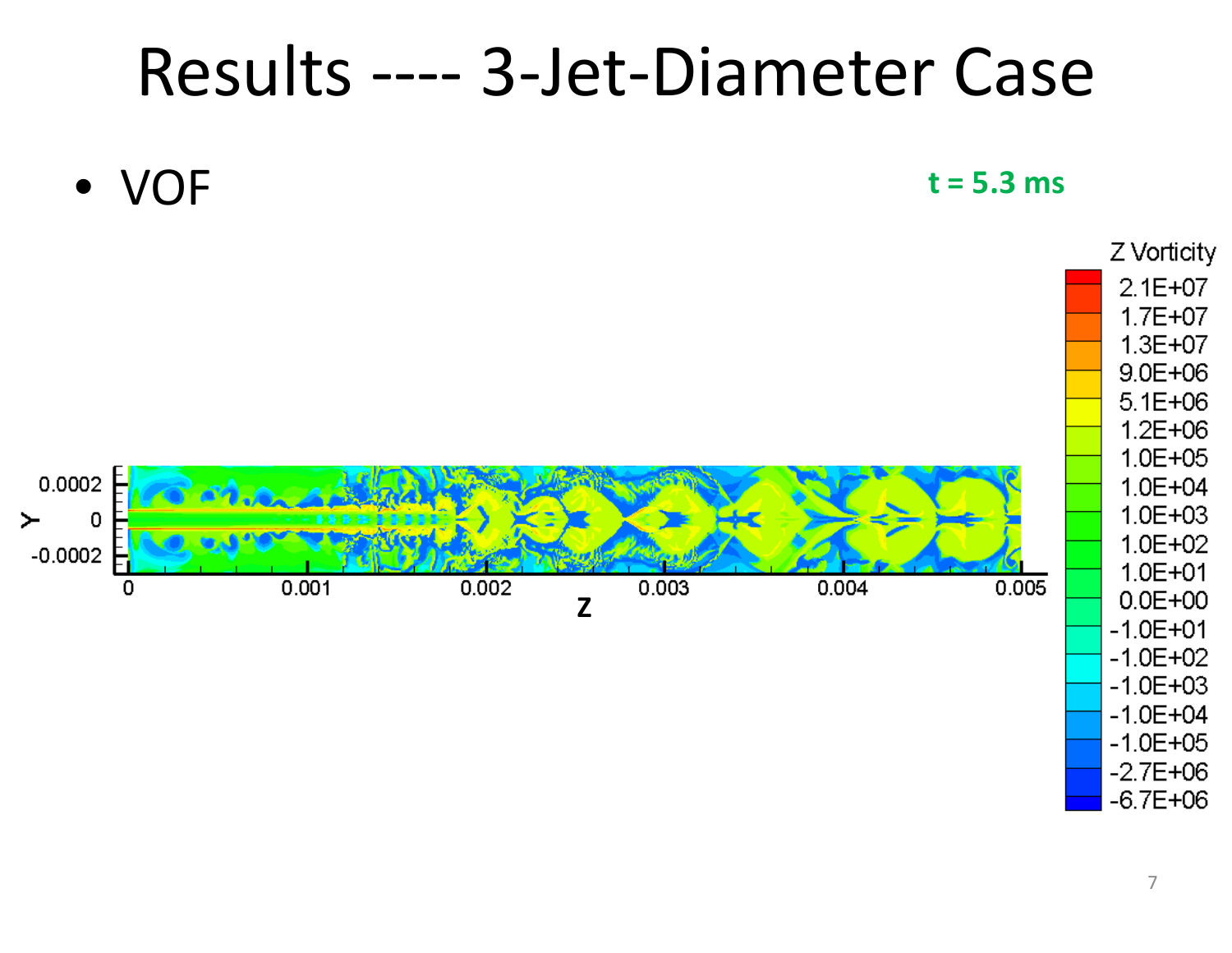# Results ---- 3-Jet-Diameter Case

- VOF

**t = 5.3 ms**

Z Vorticity

| |
|---|
| 2.1E+07 |
| 1.7E+07 |
| 1.3E+07 |
| 9.0E+06 |
| 5.1E+06 |
| 1.2E+06 |
| 1.0E+05 |
| 1.0E+04 |
| 1.0E+03 |
| 1.0E+02 |
| 1.0E+01 |
| 0.0E+00 |
| -1.0E+01 |
| -1.0E+02 |
| -1.0E+03 |
| -1.0E+04 |
| -1.0E+05 |
| -2.7E+06 |
| -6.7E+06 |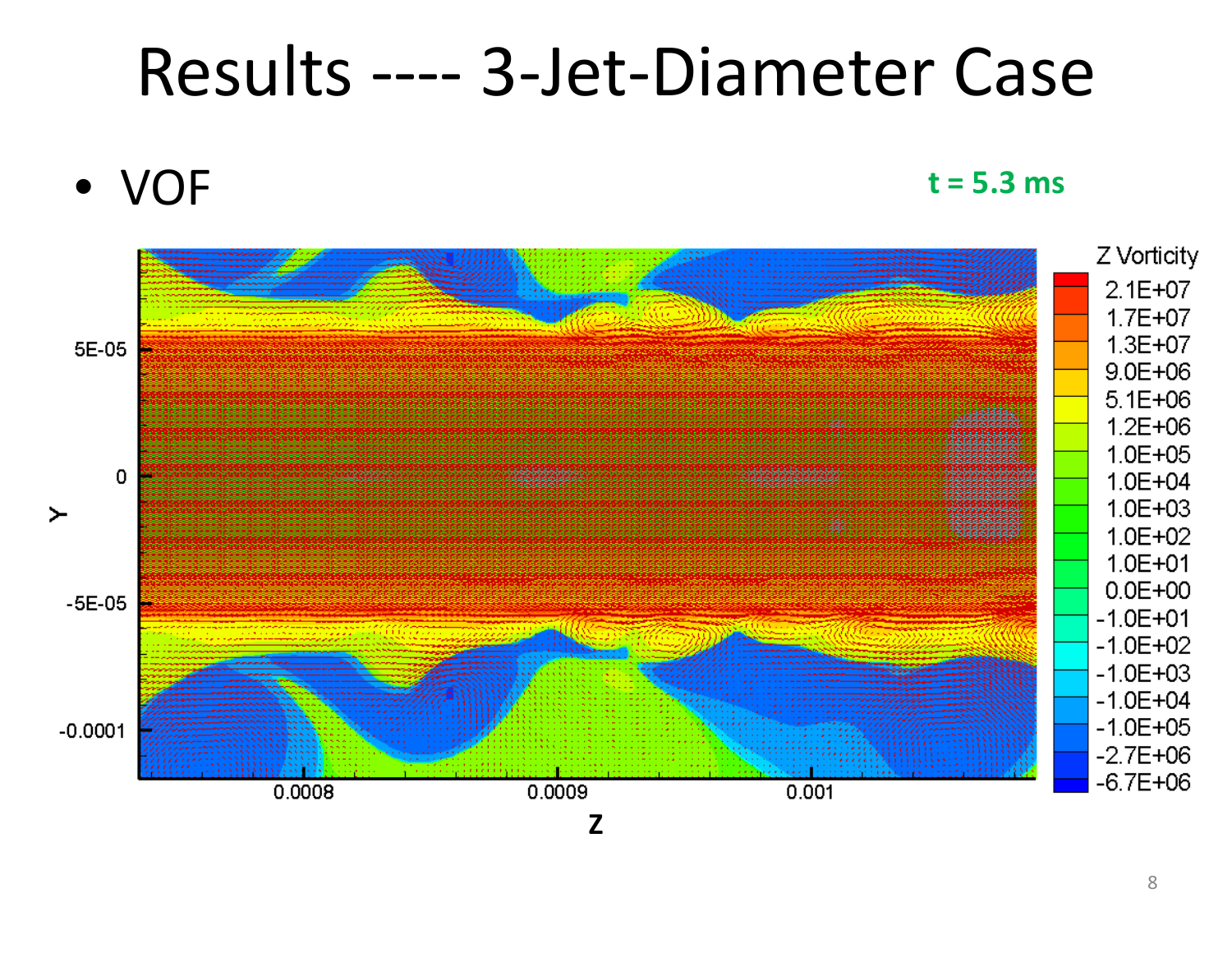# Results ---- 3-Jet-Diameter Case

- VOF

**t = 5.3 ms**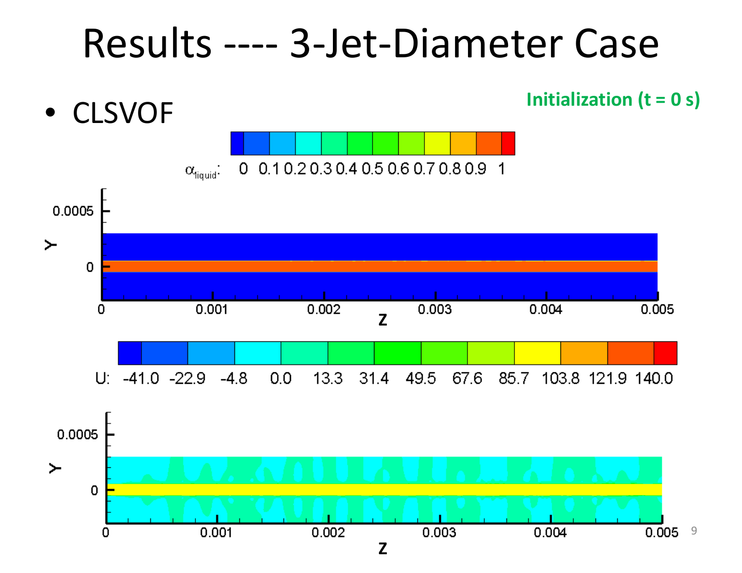# Results ---- 3-Jet-Diameter Case

- CLSVOF

**Initialization (t = 0 s)**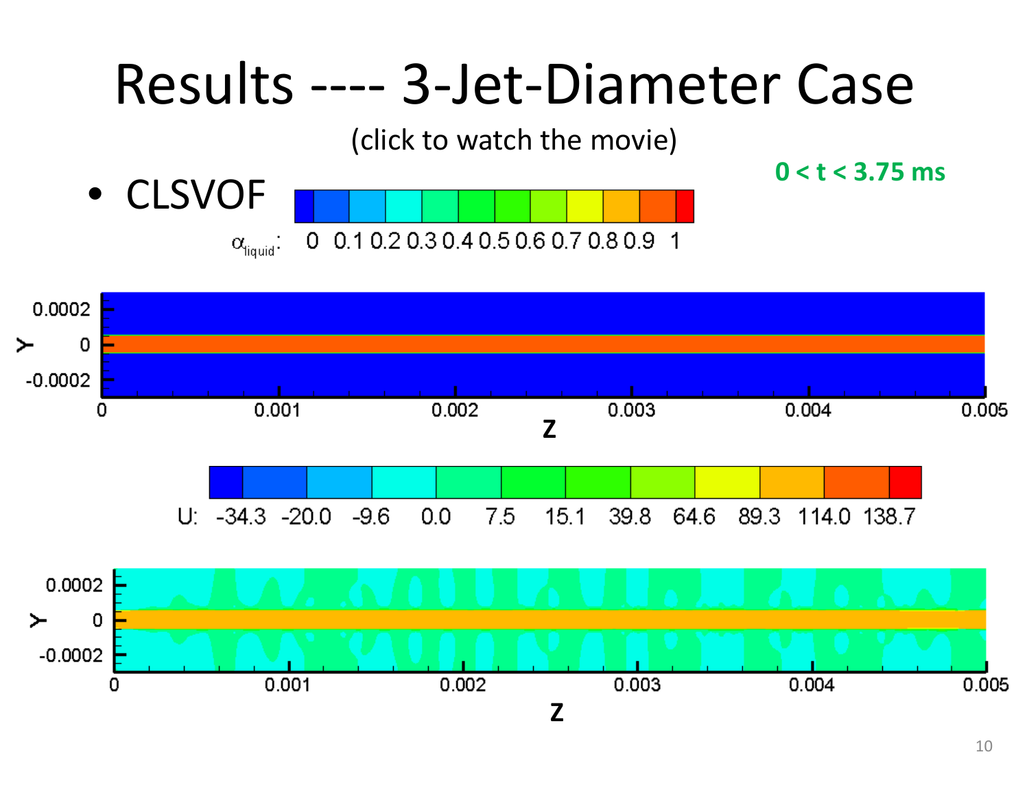# Results ---- 3-Jet-Diameter Case

(click to watch the movie)

0 < t < 3.75 ms

- CLSVOF

$\alpha_{liquid}$: 0 0.1 0.2 0.3 0.4 0.5 0.6 0.7 0.8 0.9 1

U: -34.3 -20.0 -9.6 0.0 7.5 15.1 39.8 64.6 89.3 114.0 138.7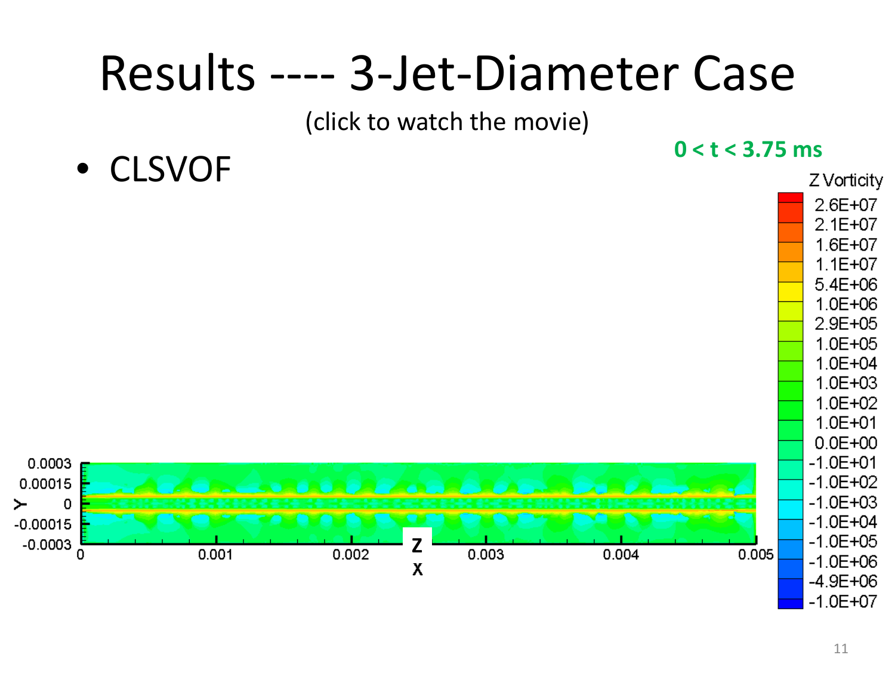# Results ---- 3-Jet-Diameter Case

(click to watch the movie)

- CLSVOF

**0 < t < 3.75 ms**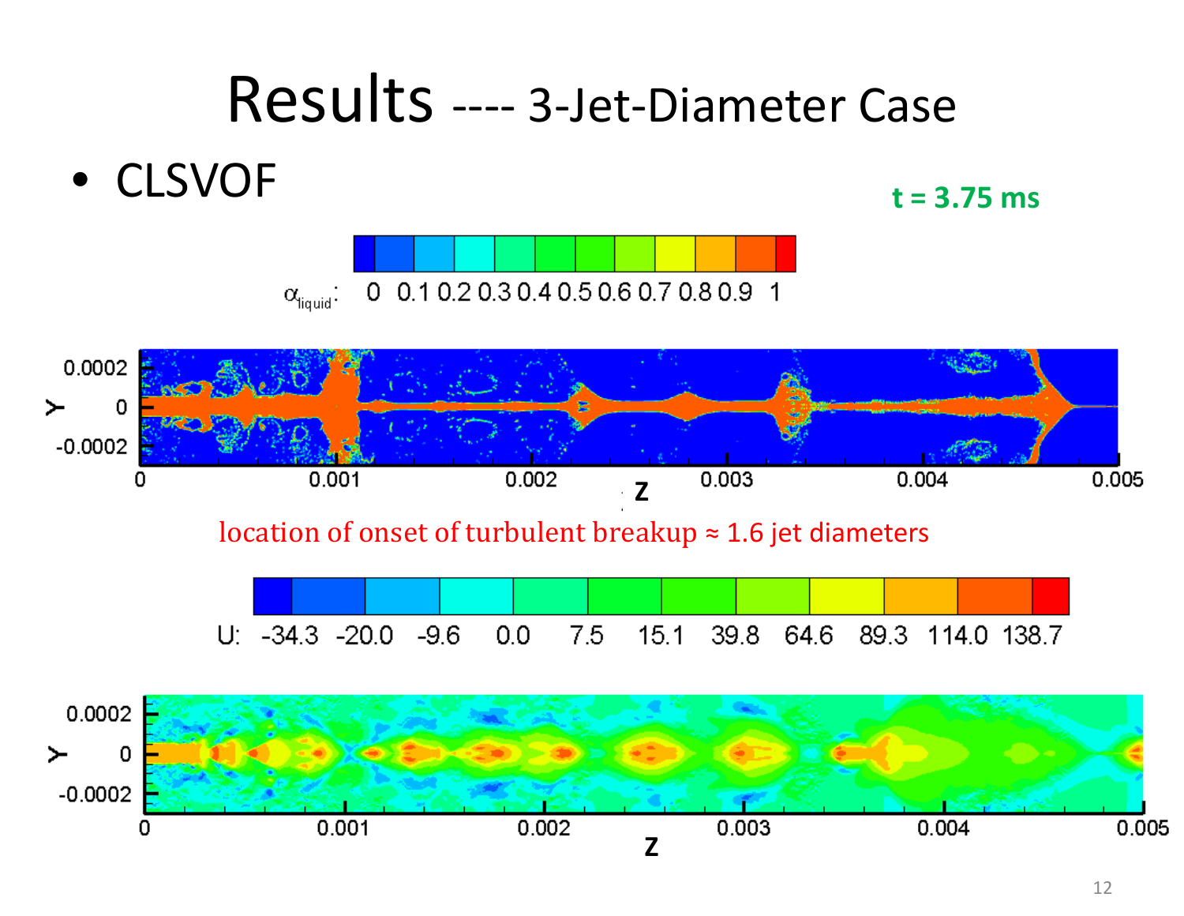# Results ---- 3-Jet-Diameter Case

- CLSVOF

**t = 3.75 ms**

location of onset of turbulent breakup ≈ 1.6 jet diameters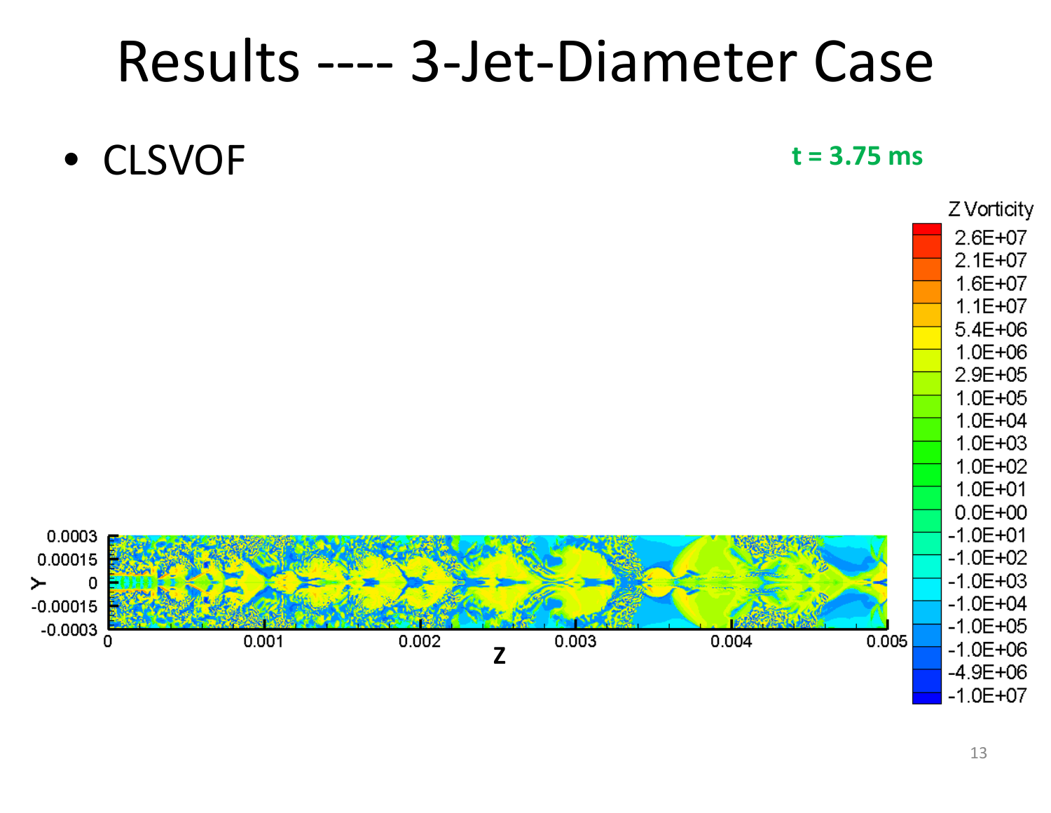# Results ---- 3-Jet-Diameter Case

- CLSVOF

**t = 3.75 ms**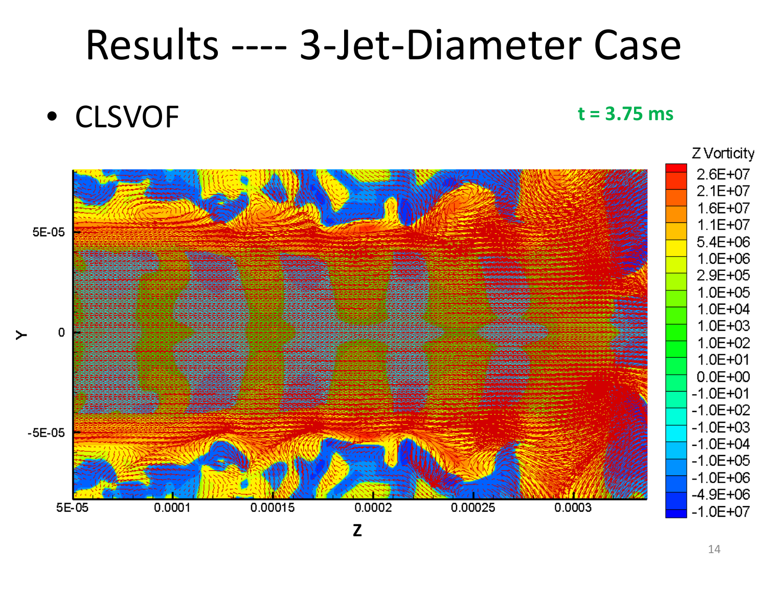# Results ---- 3-Jet-Diameter Case

- CLSVOF

**t = 3.75 ms**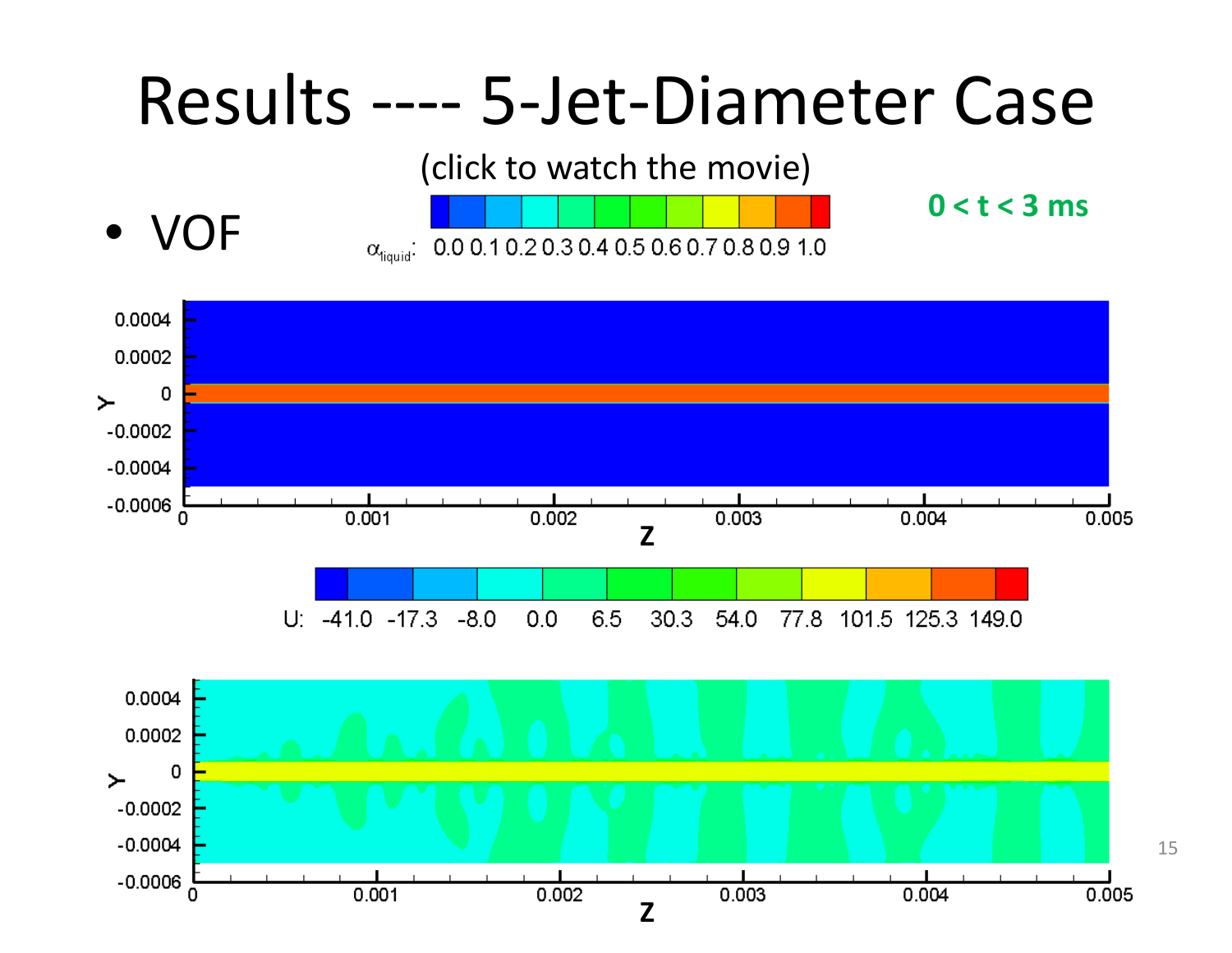# Results ---- 5-Jet-Diameter Case

(click to watch the movie)

**0 < t < 3 ms**

- VOF

$\alpha_{liquid}$: 0.0 0.1 0.2 0.3 0.4 0.5 0.6 0.7 0.8 0.9 1.0

U: -41.0 -17.3 -8.0 0.0 6.5 30.3 54.0 77.8 101.5 125.3 149.0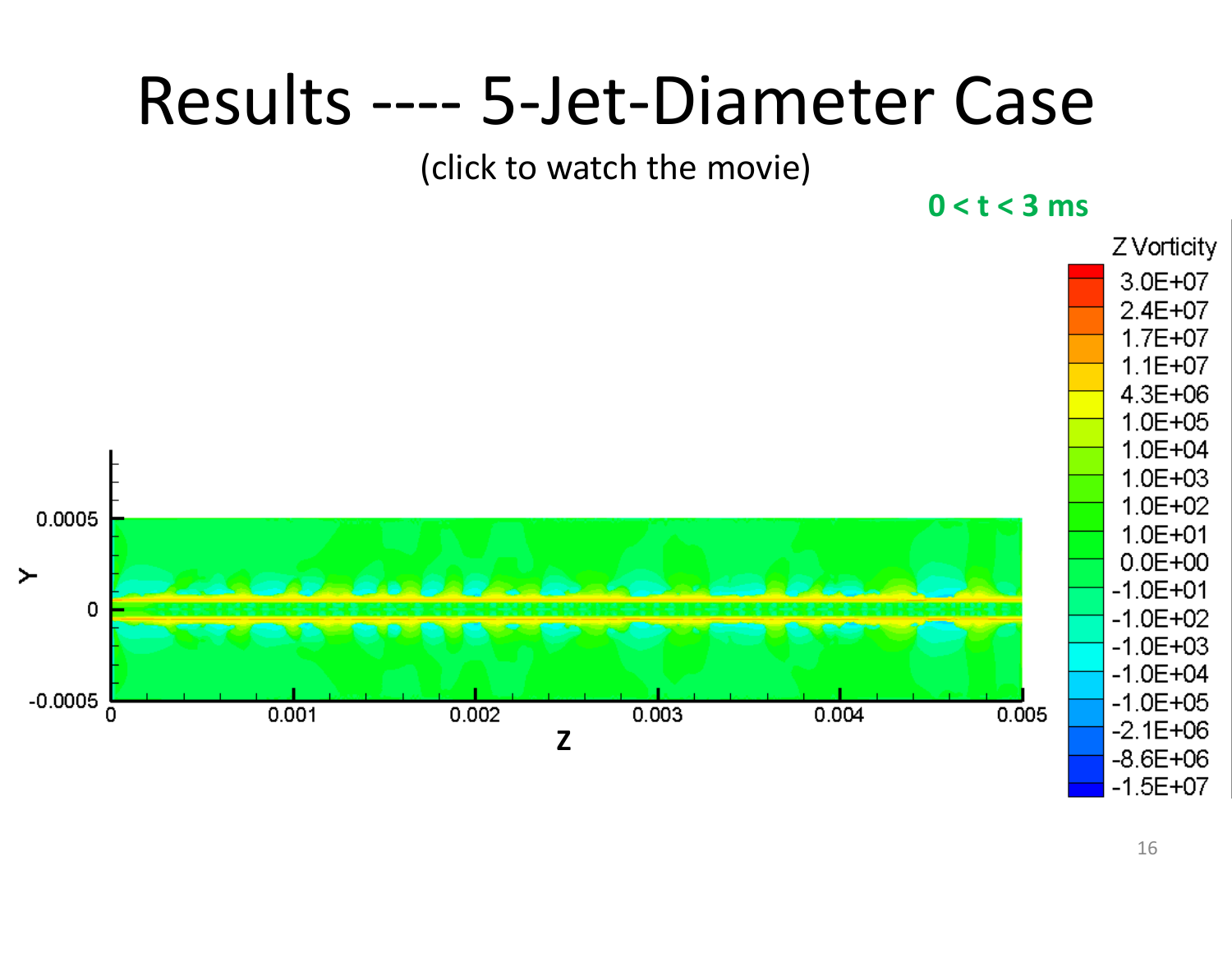# Results ---- 5-Jet-Diameter Case

(click to watch the movie)

**0 < t < 3 ms**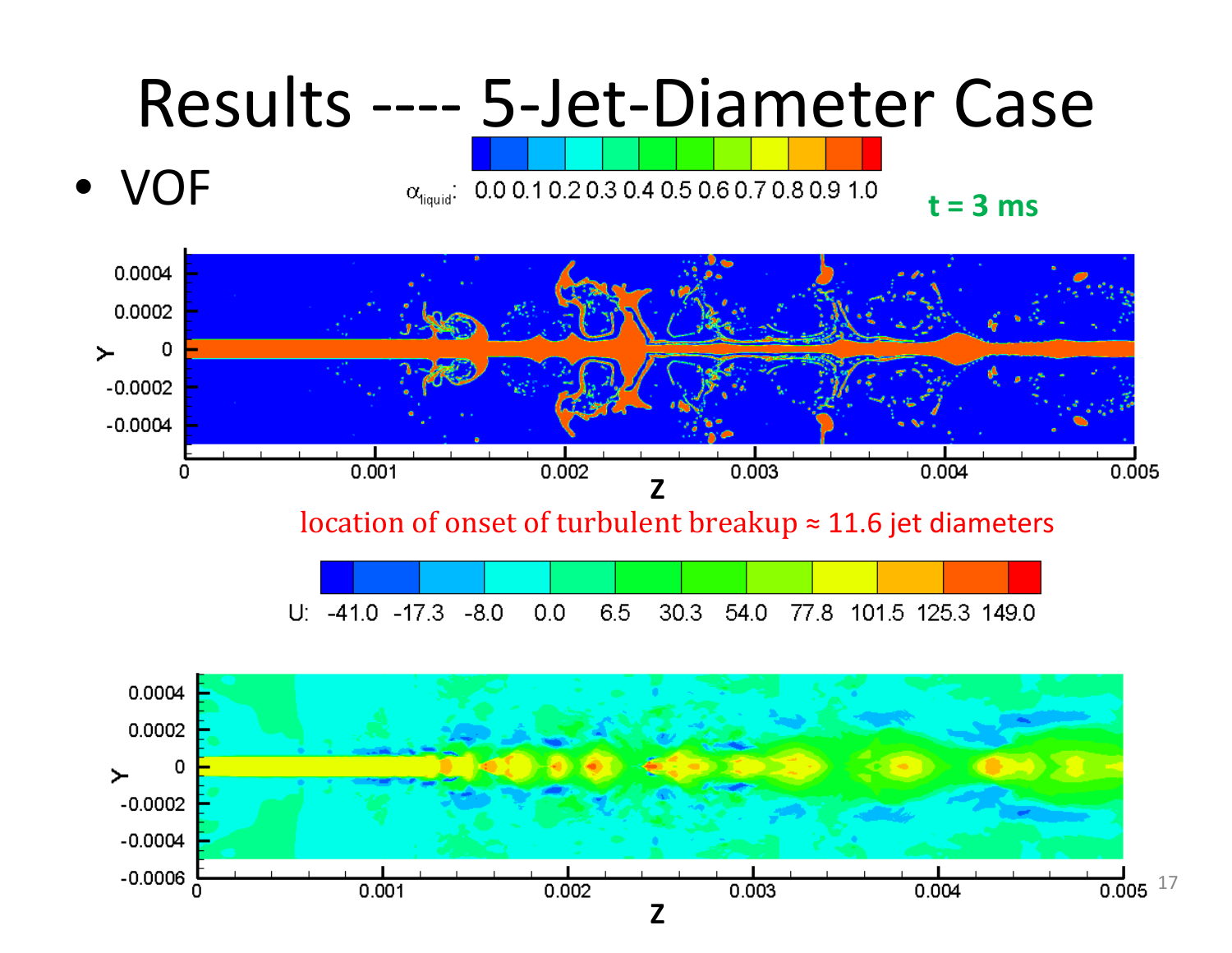# Results ---- 5-Jet-Diameter Case

- VOF

$\alpha_{liquid}$: 0.0 0.1 0.2 0.3 0.4 0.5 0.6 0.7 0.8 0.9 1.0

**t = 3 ms**

location of onset of turbulent breakup ≈ 11.6 jet diameters

U: -41.0 -17.3 -8.0 0.0 6.5 30.3 54.0 77.8 101.5 125.3 149.0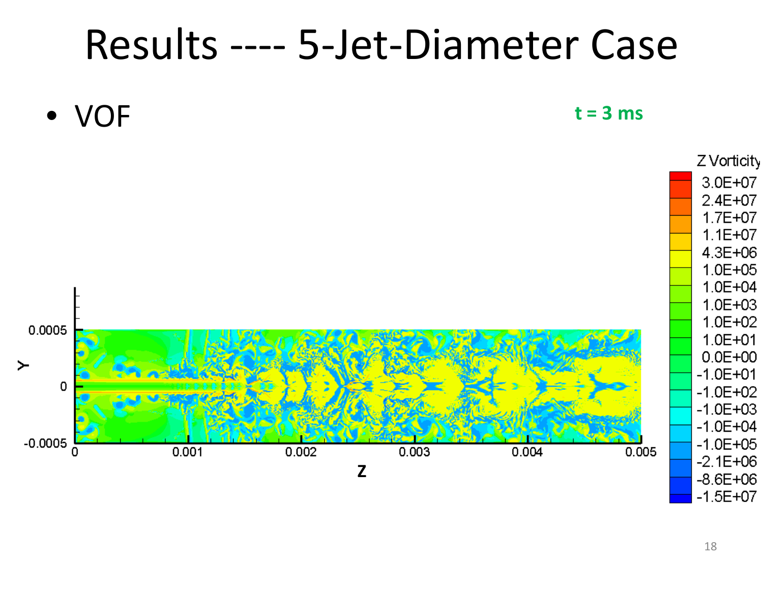# Results ---- 5-Jet-Diameter Case

- VOF

t = 3 ms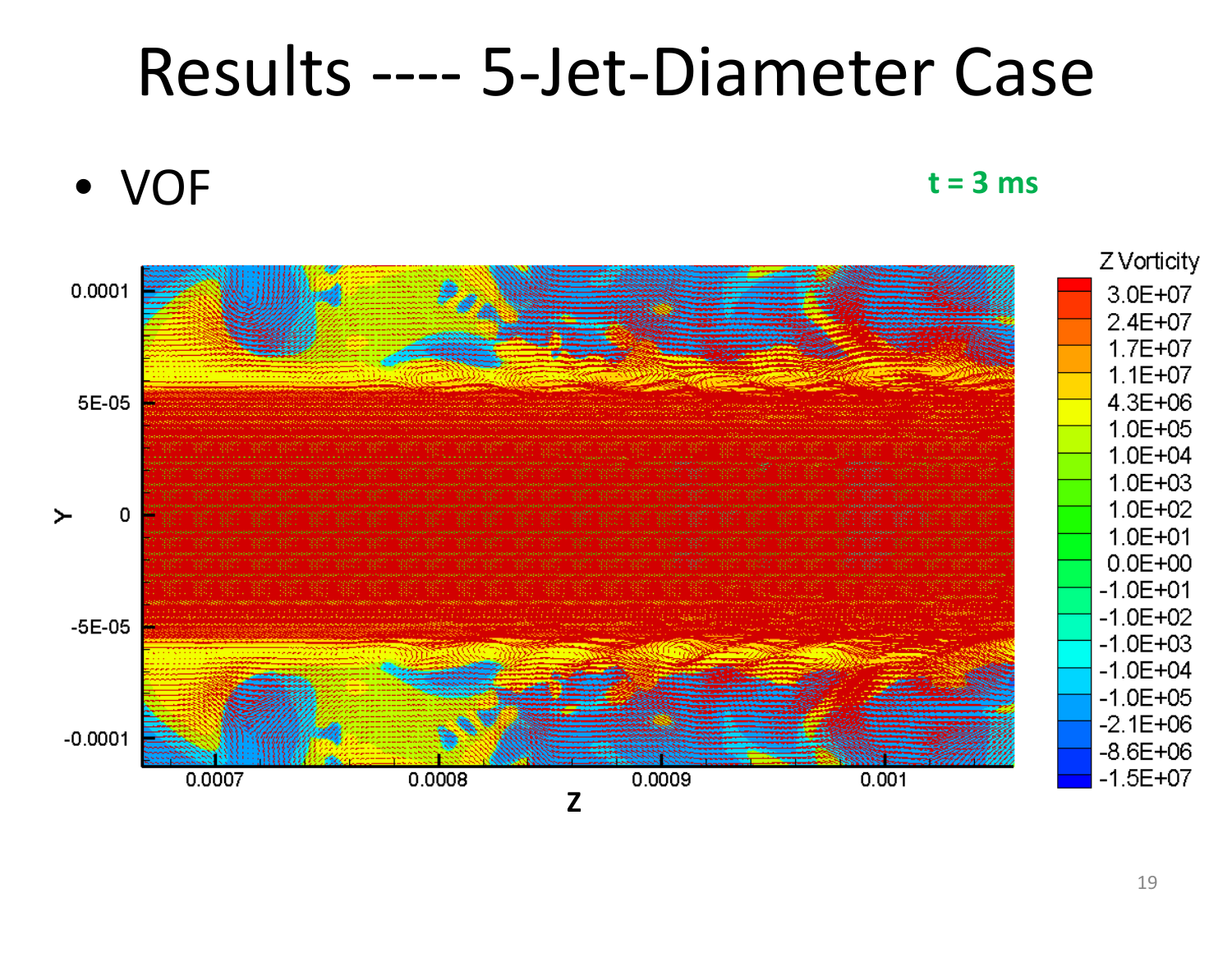# Results ---- 5-Jet-Diameter Case

- VOF

**t = 3 ms**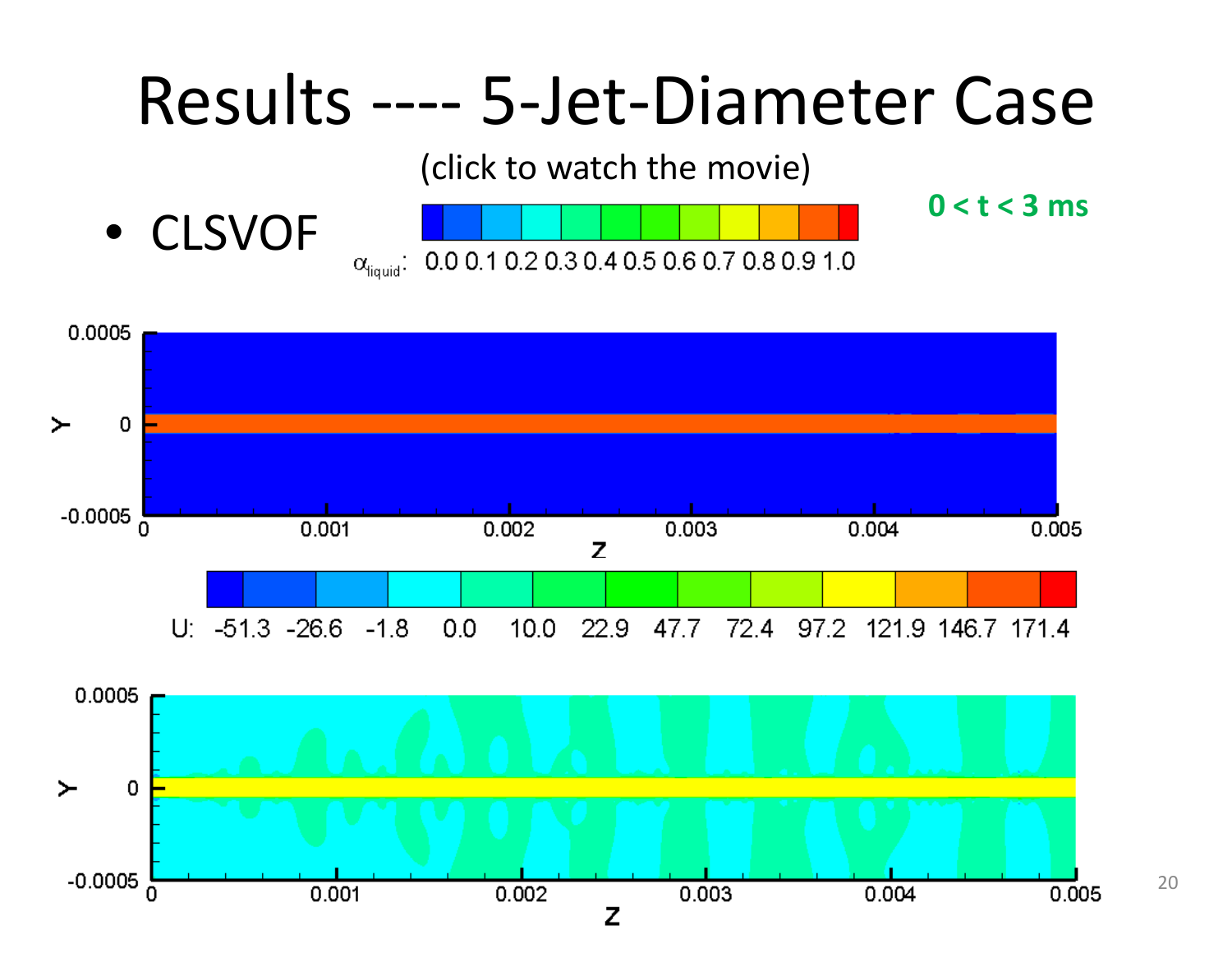# Results ---- 5-Jet-Diameter Case

(click to watch the movie)

**0 < t < 3 ms**

- CLSVOF

$\alpha_{liquid}$: 0.0 0.1 0.2 0.3 0.4 0.5 0.6 0.7 0.8 0.9 1.0

U: -51.3 -26.6 -1.8 0.0 10.0 22.9 47.7 72.4 97.2 121.9 146.7 171.4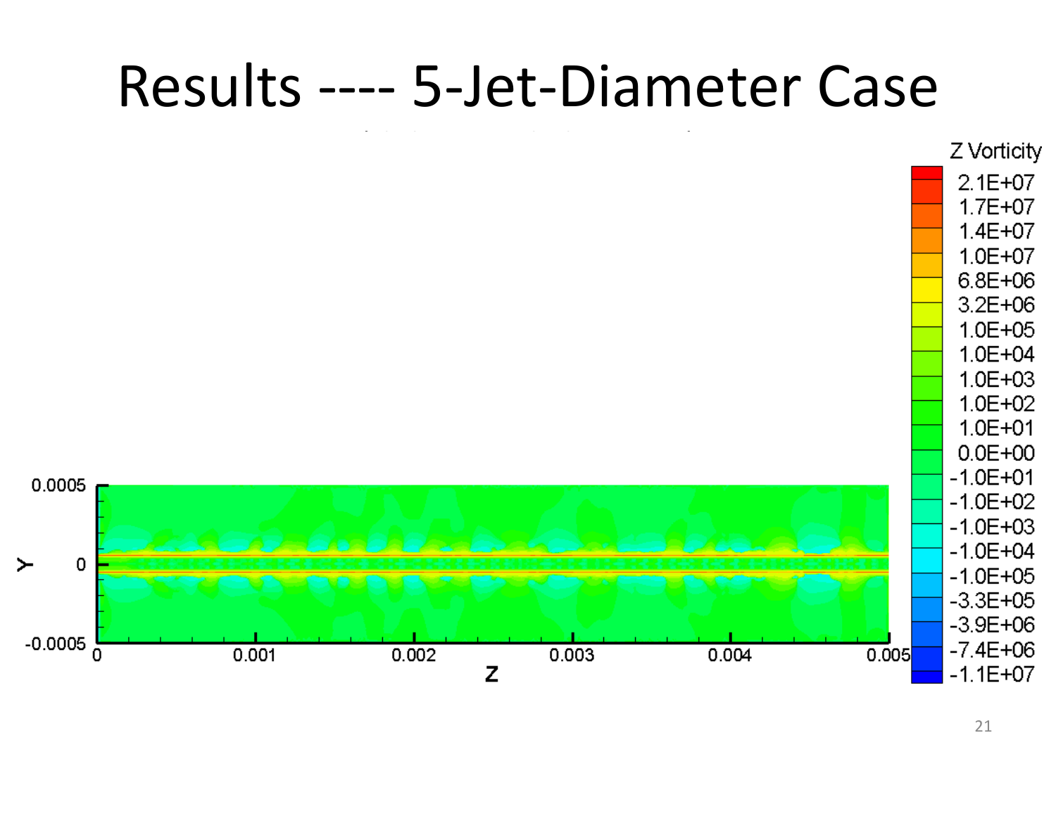# Results ---- 5-Jet-Diameter Case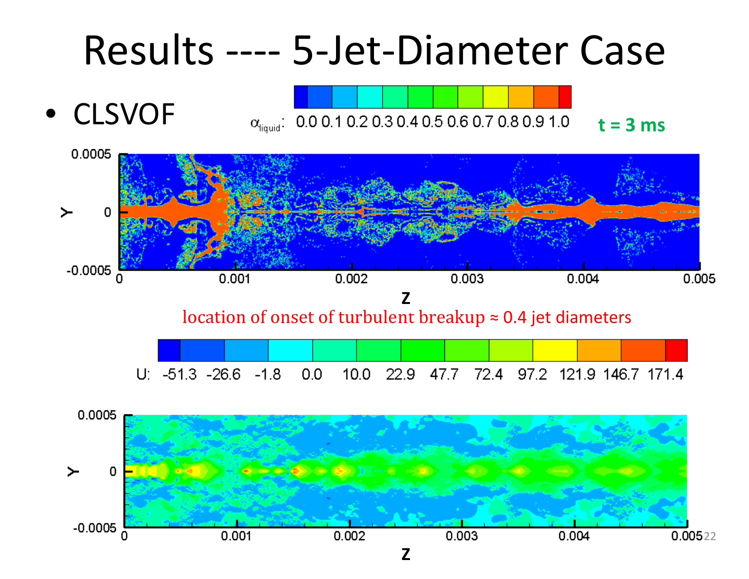# Results ---- 5-Jet-Diameter Case

- CLSVOF

$\alpha_{liquid}$: 0.0 0.1 0.2 0.3 0.4 0.5 0.6 0.7 0.8 0.9 1.0

**t = 3 ms**

location of onset of turbulent breakup ≈ 0.4 jet diameters

U: -51.3 -26.6 -1.8 0.0 10.0 22.9 47.7 72.4 97.2 121.9 146.7 171.4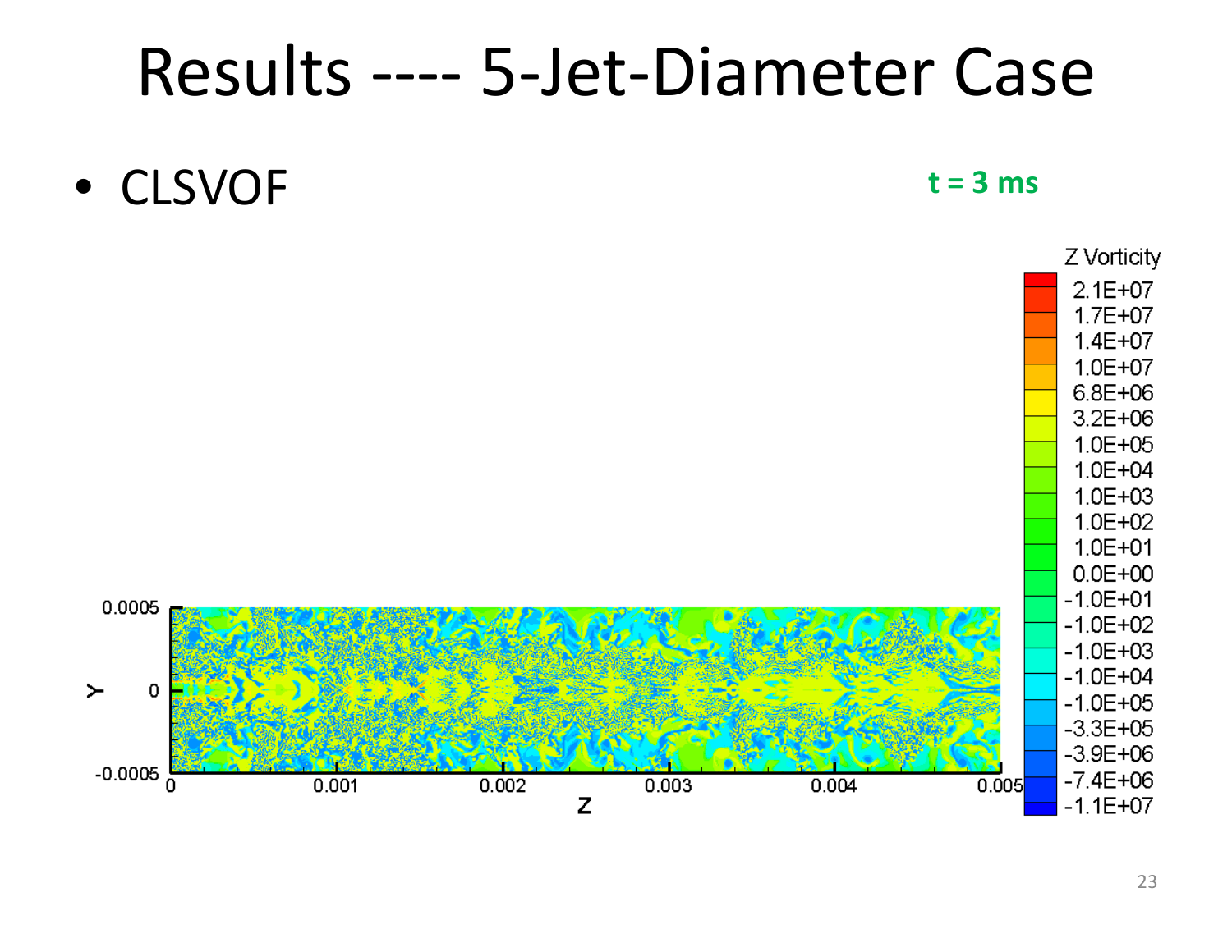# Results ---- 5-Jet-Diameter Case

- CLSVOF

**t = 3 ms**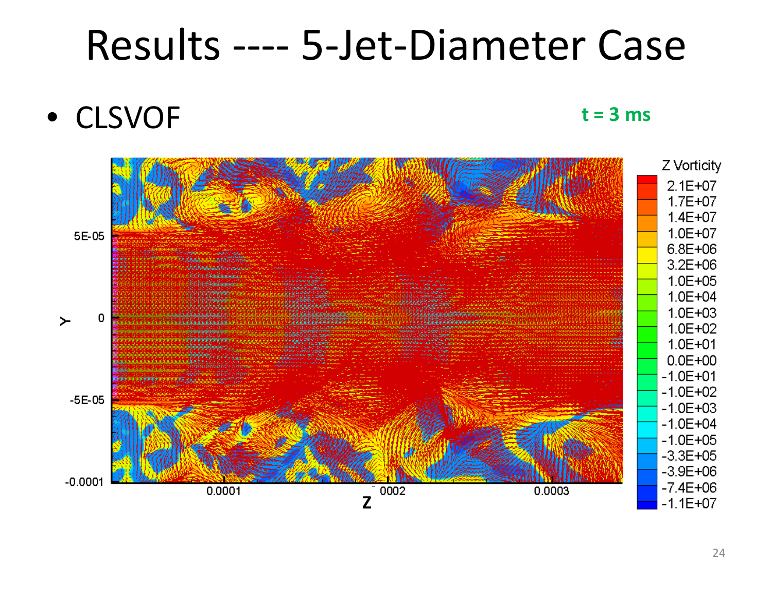# Results ---- 5-Jet-Diameter Case

- CLSVOF

**t = 3 ms**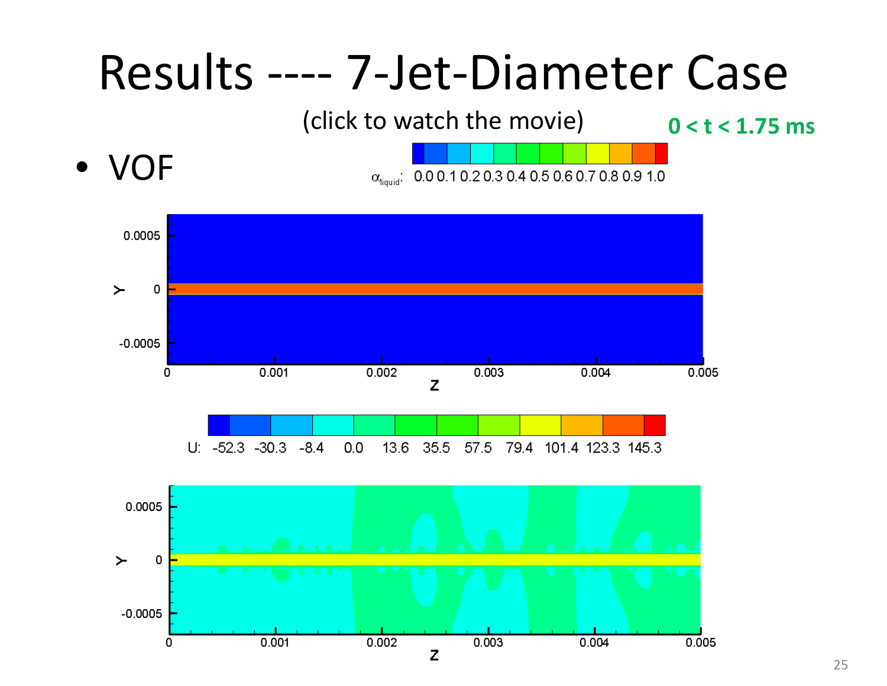# Results ---- 7-Jet-Diameter Case

(click to watch the movie)

**0 < t < 1.75 ms**

- VOF

$\alpha_{liquid}$: 0.0 0.1 0.2 0.3 0.4 0.5 0.6 0.7 0.8 0.9 1.0

U: -52.3 -30.3 -8.4 0.0 13.6 35.5 57.5 79.4 101.4 123.3 145.3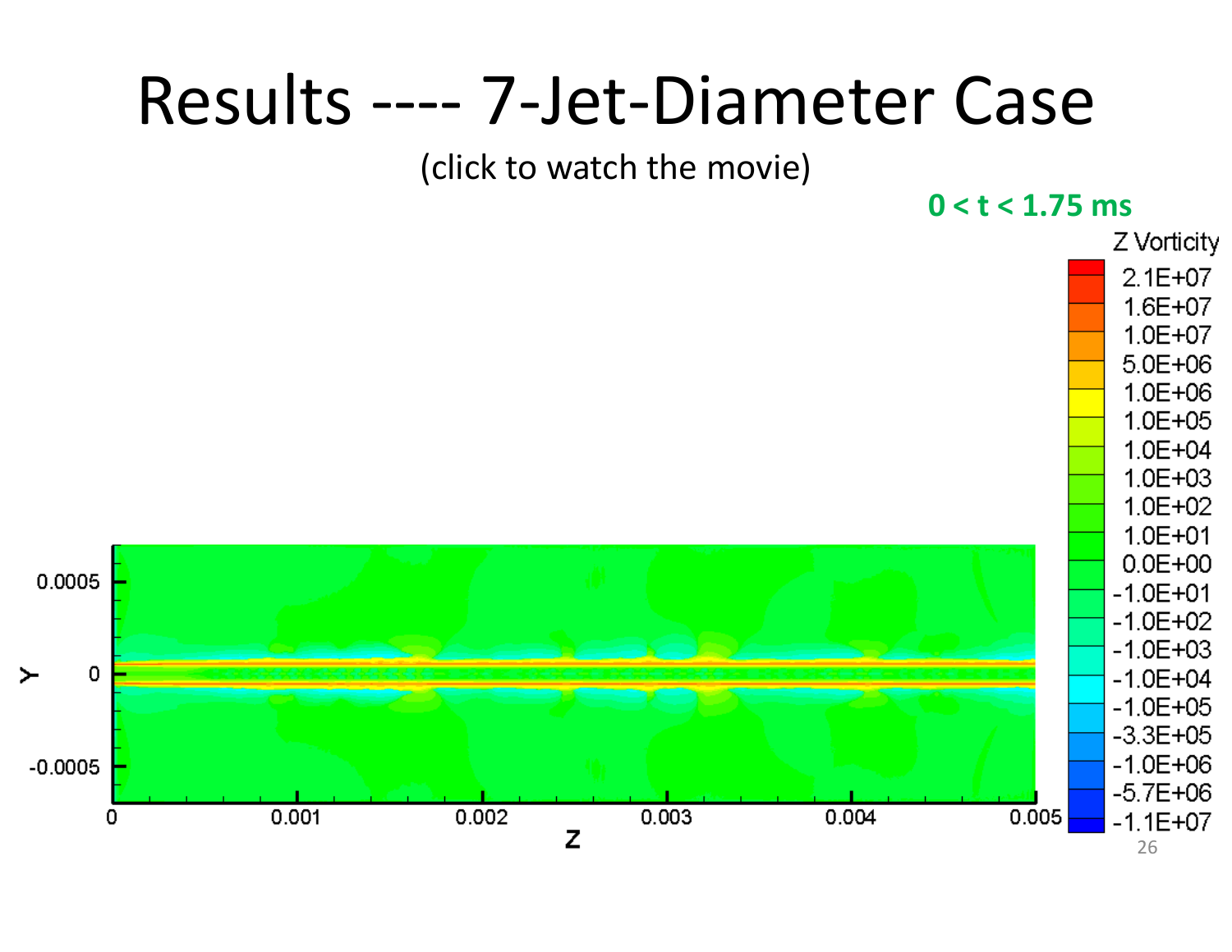# Results ---- 7-Jet-Diameter Case

(click to watch the movie)

**0 < t < 1.75 ms**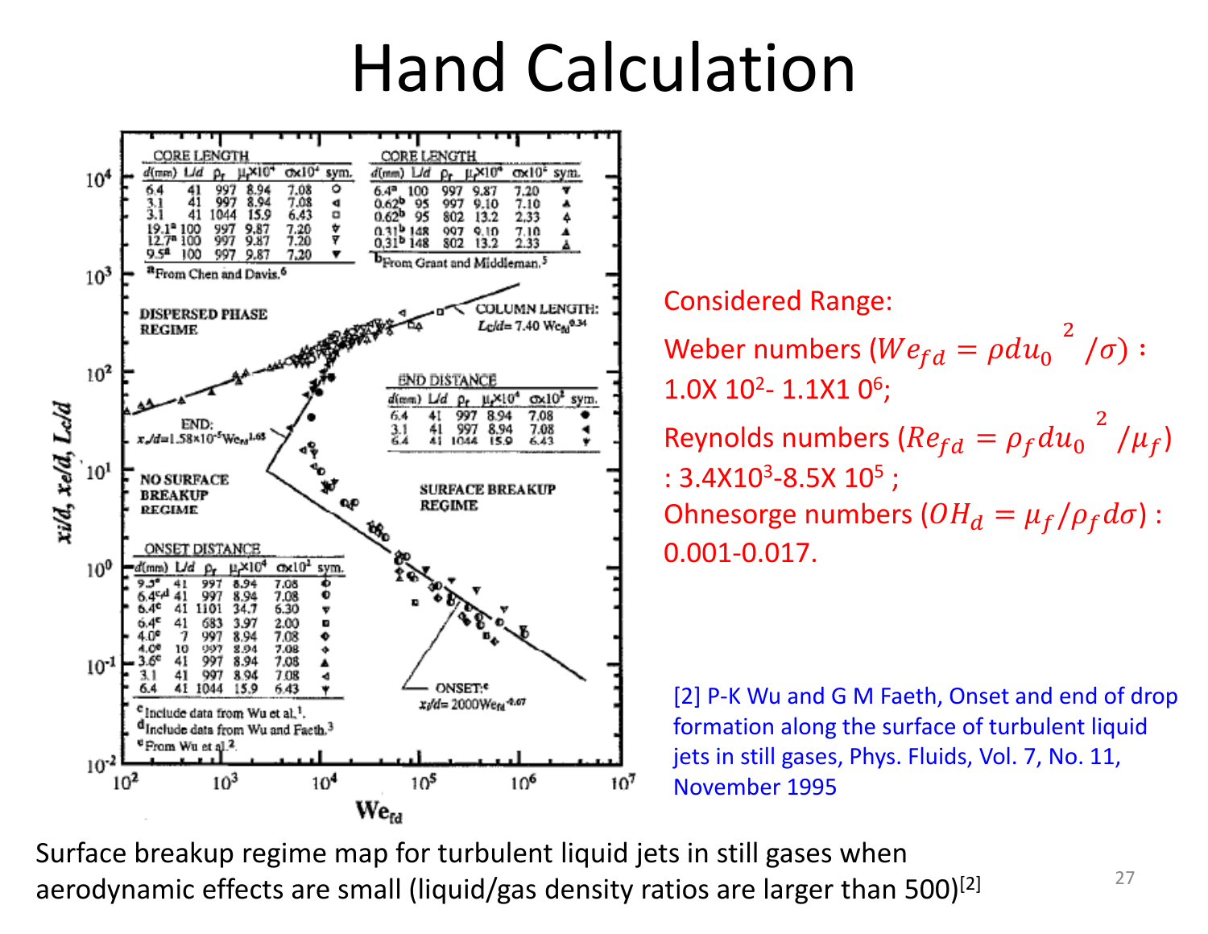# Hand Calculation

**CORE LENGTH**

| d(mm) | L/d | $\rho_f$ | $\mu_f \times 10^4$ | $\sigma \times 10^4$ | sym. |
|---|---|---|---|---|---|
| 6.4 | 41 | 997 | 8.94 | 7.08 | ○ |
| 3.1 | 41 | 997 | 8.94 | 7.08 | ◁ |
| 3.1 | 41 | 1044 | 15.9 | 6.43 | □ |
| 19.1[a] | 100 | 997 | 9.87 | 7.20 | ▽ |
| 12.7[a] | 100 | 997 | 9.87 | 7.20 | ▽ |
| 9.5[a] | 100 | 997 | 9.87 | 7.20 | ▼ |

[a]From Chen and Davis.[6]

**CORE LENGTH**

| d(mm) | L/d | $\rho_f$ | $\mu_f \times 10^4$ | $\sigma \times 10^2$ | sym. |
|---|---|---|---|---|---|
| 6.4[a] | 100 | 997 | 9.87 | 7.20 | ▼ |
| 0.62[b] | 95 | 997 | 9.10 | 7.10 | ▲ |
| 0.62[b] | 95 | 802 | 13.2 | 2.33 | △ |
| 0.31[b] | 148 | 997 | 9.10 | 7.10 | ▲ |
| 0.31[b] | 148 | 802 | 13.2 | 2.33 | △ |

[b]From Grant and Middleman.[5]

**END DISTANCE**

| d(mm) | L/d | $\rho_f$ | $\mu_f \times 10^4$ | $\sigma \times 10^2$ | sym. |
|---|---|---|---|---|---|
| 6.4 | 41 | 997 | 8.94 | 7.08 | ● |
| 3.1 | 41 | 997 | 8.94 | 7.08 | ◀ |
| 6.4 | 41 | 1044 | 15.9 | 6.43 | ▼ |

**ONSET DISTANCE**

| d(mm) | L/d | $\rho_f$ | $\mu_f \times 10^4$ | $\sigma \times 10^2$ | sym. |
|---|---|---|---|---|---|
| 9.5[e] | 41 | 997 | 8.94 | 7.08 | ⌀ |
| 6.4[c,d] | 41 | 997 | 8.94 | 7.08 | ○ |
| 6.4[c] | 41 | 1101 | 34.7 | 6.30 | ▼ |
| 6.4[c] | 41 | 683 | 3.97 | 2.00 | □ |
| 4.0[e] | 7 | 997 | 8.94 | 7.08 | ◆ |
| 4.0[e] | 10 | 997 | 8.94 | 7.08 | ◇ |
| 3.6[e] | 41 | 997 | 8.94 | 7.08 | ▲ |
| 3.1 | 41 | 997 | 8.94 | 7.08 | ◁ |
| 6.4 | 41 | 1044 | 15.9 | 6.43 | ▼ |

[c]Include data from Wu et al.[1].
[d]Include data from Wu and Faeth.[3]
[e]From Wu et al.[2].

Figure labels: DISPERSED PHASE REGIME; NO SURFACE BREAKUP REGIME; SURFACE BREAKUP REGIME; COLUMN LENGTH: $L_c/d = 7.40\, We_{fd}^{0.34}$; END: $x_e/d = 1.58\times10^{-5} We_{fd}^{1.63}$; ONSET: $x_i/d = 2000\, We_{fd}^{-0.67}$. Axes: $x_i/d,\ x_e/d,\ L_c/d$ vs. $We_{fd}$.

Considered Range:

Weber numbers ($We_{fd} = \rho d u_0{}^2/\sigma$) : 1.0X 10[2]- 1.1X1 0[6];

Reynolds numbers ($Re_{fd} = \rho_f d u_0{}^2/\mu_f$) : 3.4X10[3]-8.5X 10[5] ;

Ohnesorge numbers ($OH_d = \mu_f/\rho_f d\sigma$) : 0.001-0.017.

[2] P-K Wu and G M Faeth, Onset and end of drop formation along the surface of turbulent liquid jets in still gases, Phys. Fluids, Vol. 7, No. 11, November 1995

Surface breakup regime map for turbulent liquid jets in still gases when aerodynamic effects are small (liquid/gas density ratios are larger than 500)[2]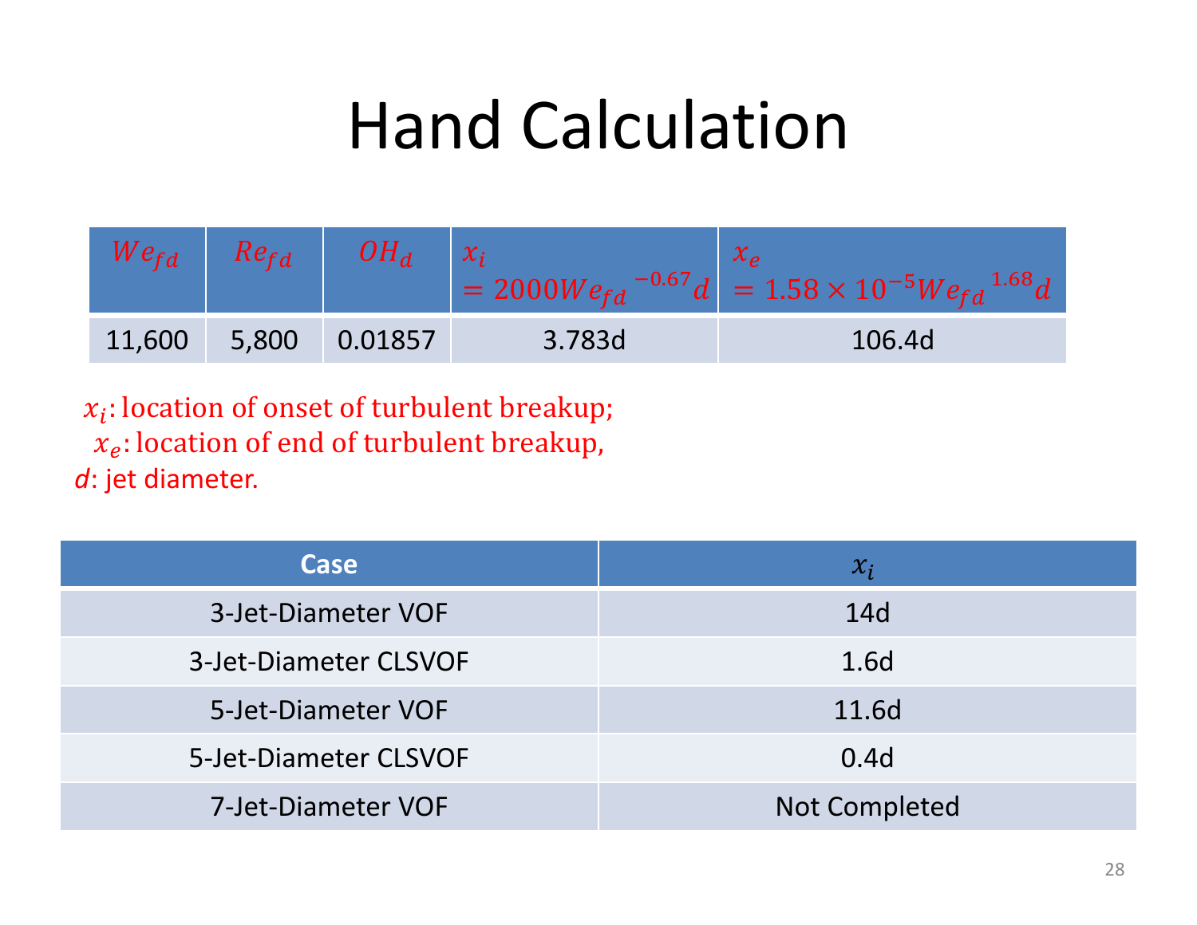# Hand Calculation

| $We_{fd}$ | $Re_{fd}$ | $OH_d$ | $x_i = 2000We_{fd}^{-0.67}d$ | $x_e = 1.58 \times 10^{-5}We_{fd}^{1.68}d$ |
|---|---|---|---|---|
| 11,600 | 5,800 | 0.01857 | 3.783d | 106.4d |

$x_i$: location of onset of turbulent breakup;
$x_e$: location of end of turbulent breakup,
$d$: jet diameter.

| Case | $x_i$ |
|---|---|
| 3-Jet-Diameter VOF | 14d |
| 3-Jet-Diameter CLSVOF | 1.6d |
| 5-Jet-Diameter VOF | 11.6d |
| 5-Jet-Diameter CLSVOF | 0.4d |
| 7-Jet-Diameter VOF | Not Completed |